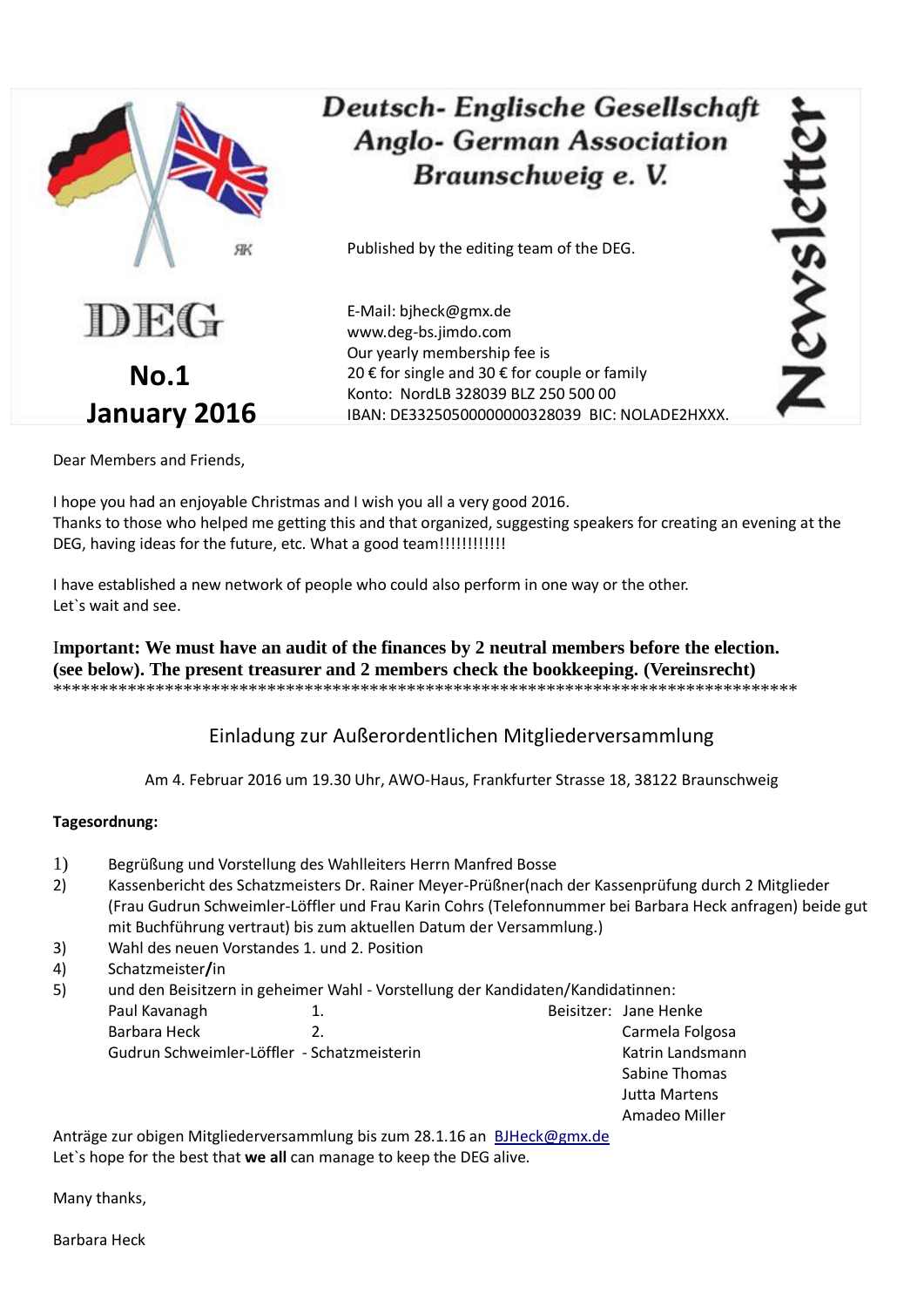# Deutsch- Englische Gesellschaft
# Anglo- German Association
# Braunschweig e. V.

**Newsletter**

DEG

**No.1**
**January 2016**

Published by the editing team of the DEG.

E-Mail: bjheck@gmx.de
www.deg-bs.jimdo.com
Our yearly membership fee is
20 € for single and 30 € for couple or family
Konto: NordLB 328039 BLZ 250 500 00
IBAN: DE33250500000000328039 BIC: NOLADE2HXXX.

Dear Members and Friends,

I hope you had an enjoyable Christmas and I wish you all a very good 2016.
Thanks to those who helped me getting this and that organized, suggesting speakers for creating an evening at the DEG, having ideas for the future, etc. What a good team!!!!!!!!!!!!

I have established a new network of people who could also perform in one way or the other.
Let`s wait and see.

**Important: We must have an audit of the finances by 2 neutral members before the election. (see below). The present treasurer and 2 members check the bookkeeping. (Vereinsrecht)**
*********************************************************************************

## Einladung zur Außerordentlichen Mitgliederversammlung

Am 4. Februar 2016 um 19.30 Uhr, AWO-Haus, Frankfurter Strasse 18, 38122 Braunschweig

**Tagesordnung:**

1) Begrüßung und Vorstellung des Wahlleiters Herrn Manfred Bosse
2) Kassenbericht des Schatzmeisters Dr. Rainer Meyer-Prüßner(nach der Kassenprüfung durch 2 Mitglieder (Frau Gudrun Schweimler-Löffler und Frau Karin Cohrs (Telefonnummer bei Barbara Heck anfragen) beide gut mit Buchführung vertraut) bis zum aktuellen Datum der Versammlung.)
3) Wahl des neuen Vorstandes 1. und 2. Position
4) Schatzmeister**/**in
5) und den Beisitzern in geheimer Wahl - Vorstellung der Kandidaten/Kandidatinnen:

Paul Kavanagh 1.
Barbara Heck 2.
Gudrun Schweimler-Löffler - Schatzmeisterin

Beisitzer:
- Jane Henke
- Carmela Folgosa
- Katrin Landsmann
- Sabine Thomas
- Jutta Martens
- Amadeo Miller

Anträge zur obigen Mitgliederversammlung bis zum 28.1.16 an BJHeck@gmx.de
Let`s hope for the best that **we all** can manage to keep the DEG alive.

Many thanks,

Barbara Heck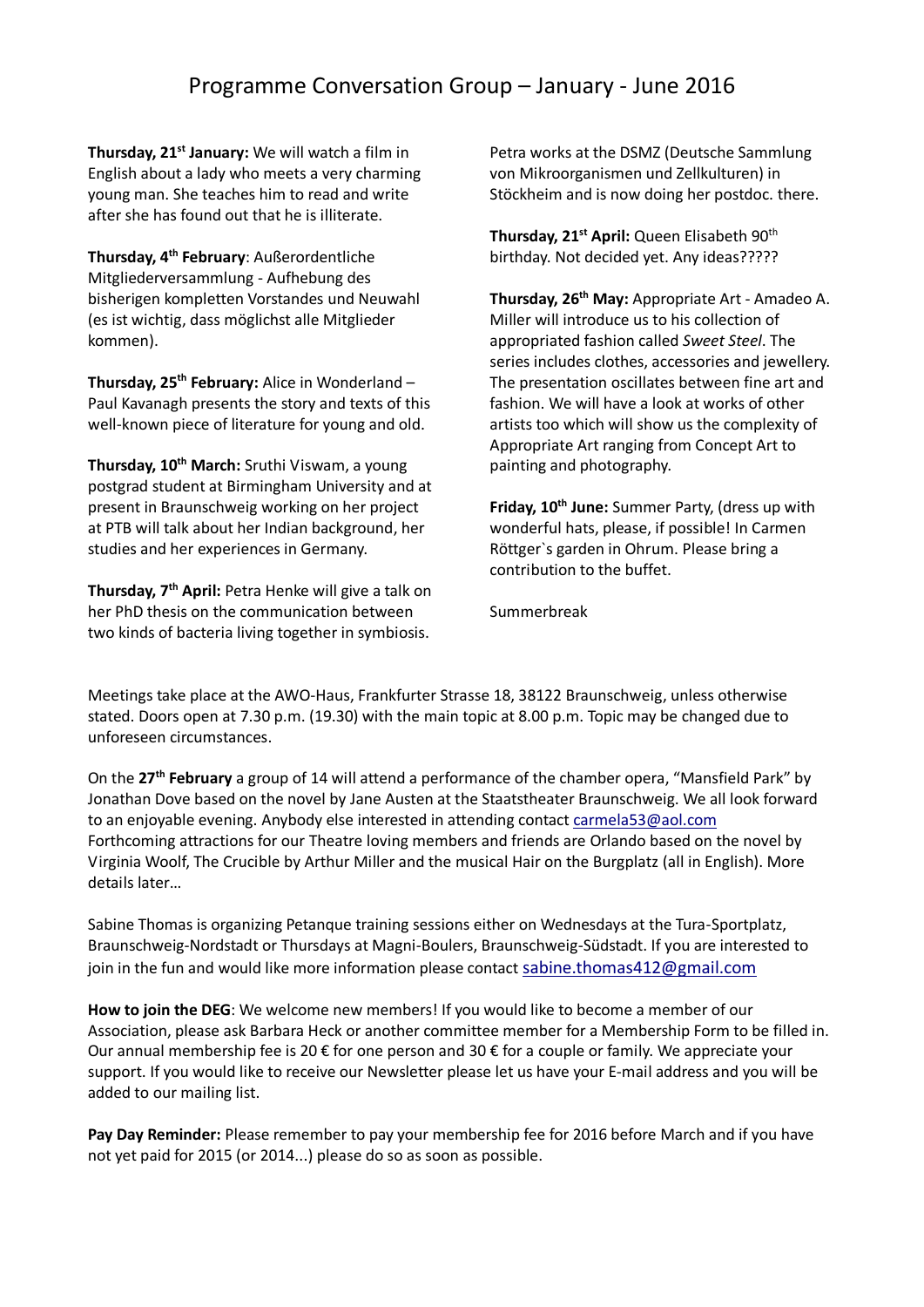# Programme Conversation Group – January - June 2016

**Thursday, 21st January:** We will watch a film in English about a lady who meets a very charming young man. She teaches him to read and write after she has found out that he is illiterate.

**Thursday, 4th February**: Außerordentliche Mitgliederversammlung - Aufhebung des bisherigen kompletten Vorstandes und Neuwahl (es ist wichtig, dass möglichst alle Mitglieder kommen).

**Thursday, 25th February:** Alice in Wonderland – Paul Kavanagh presents the story and texts of this well-known piece of literature for young and old.

**Thursday, 10th March:** Sruthi Viswam, a young postgrad student at Birmingham University and at present in Braunschweig working on her project at PTB will talk about her Indian background, her studies and her experiences in Germany.

**Thursday, 7th April:** Petra Henke will give a talk on her PhD thesis on the communication between two kinds of bacteria living together in symbiosis. Petra works at the DSMZ (Deutsche Sammlung von Mikroorganismen und Zellkulturen) in Stöckheim and is now doing her postdoc. there.

**Thursday, 21st April:** Queen Elisabeth 90th birthday. Not decided yet. Any ideas?????

**Thursday, 26th May:** Appropriate Art - Amadeo A. Miller will introduce us to his collection of appropriated fashion called *Sweet Steel*. The series includes clothes, accessories and jewellery. The presentation oscillates between fine art and fashion. We will have a look at works of other artists too which will show us the complexity of Appropriate Art ranging from Concept Art to painting and photography.

**Friday, 10th June:** Summer Party, (dress up with wonderful hats, please, if possible! In Carmen Röttger`s garden in Ohrum. Please bring a contribution to the buffet.

Summerbreak

Meetings take place at the AWO-Haus, Frankfurter Strasse 18, 38122 Braunschweig, unless otherwise stated. Doors open at 7.30 p.m. (19.30) with the main topic at 8.00 p.m. Topic may be changed due to unforeseen circumstances.

On the **27th February** a group of 14 will attend a performance of the chamber opera, "Mansfield Park" by Jonathan Dove based on the novel by Jane Austen at the Staatstheater Braunschweig. We all look forward to an enjoyable evening. Anybody else interested in attending contact carmela53@aol.com
Forthcoming attractions for our Theatre loving members and friends are Orlando based on the novel by Virginia Woolf, The Crucible by Arthur Miller and the musical Hair on the Burgplatz (all in English). More details later…

Sabine Thomas is organizing Petanque training sessions either on Wednesdays at the Tura-Sportplatz, Braunschweig-Nordstadt or Thursdays at Magni-Boulers, Braunschweig-Südstadt. If you are interested to join in the fun and would like more information please contact sabine.thomas412@gmail.com

**How to join the DEG**: We welcome new members! If you would like to become a member of our Association, please ask Barbara Heck or another committee member for a Membership Form to be filled in. Our annual membership fee is 20 € for one person and 30 € for a couple or family. We appreciate your support. If you would like to receive our Newsletter please let us have your E-mail address and you will be added to our mailing list.

**Pay Day Reminder:** Please remember to pay your membership fee for 2016 before March and if you have not yet paid for 2015 (or 2014...) please do so as soon as possible.